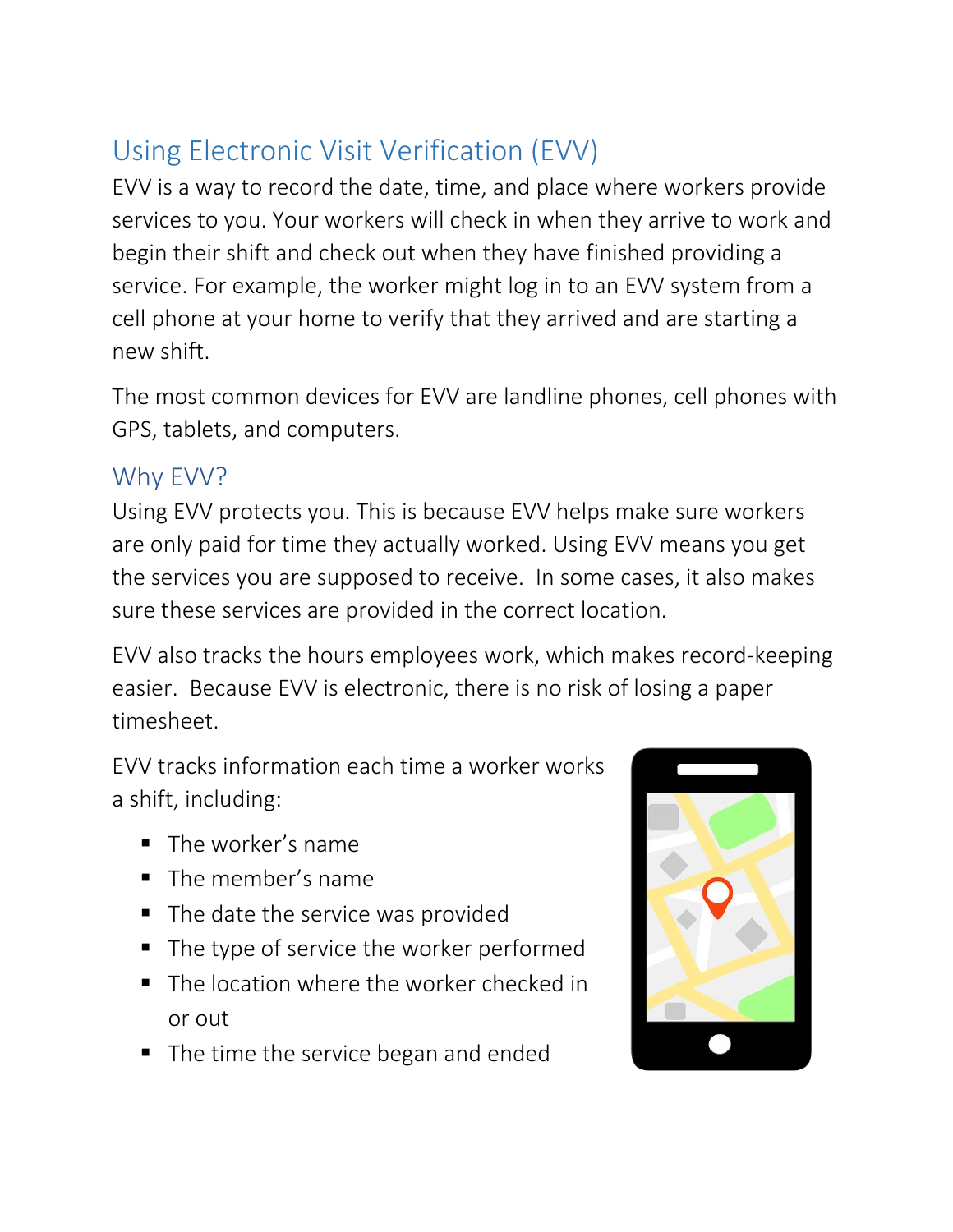## Using Electronic Visit Verification (EVV)

EVV is a way to record the date, time, and place where workers provide services to you. Your workers will check in when they arrive to work and begin their shift and check out when they have finished providing a service. For example, the worker might log in to an EVV system from a cell phone at your home to verify that they arrived and are starting a new shift.

The most common devices for EVV are landline phones, cell phones with GPS, tablets, and computers.

## Why EVV?

Using EVV protects you. This is because EVV helps make sure workers are only paid for time they actually worked. Using EVV means you get the services you are supposed to receive. In some cases, it also makes sure these services are provided in the correct location.

EVV also tracks the hours employees work, which makes record-keeping easier. Because EVV is electronic, there is no risk of losing a paper timesheet.

EVV tracks information each time a worker works a shift, including:

- The worker's name
- The member's name
- The date the service was provided
- The type of service the worker performed
- The location where the worker checked in or out
- The time the service began and ended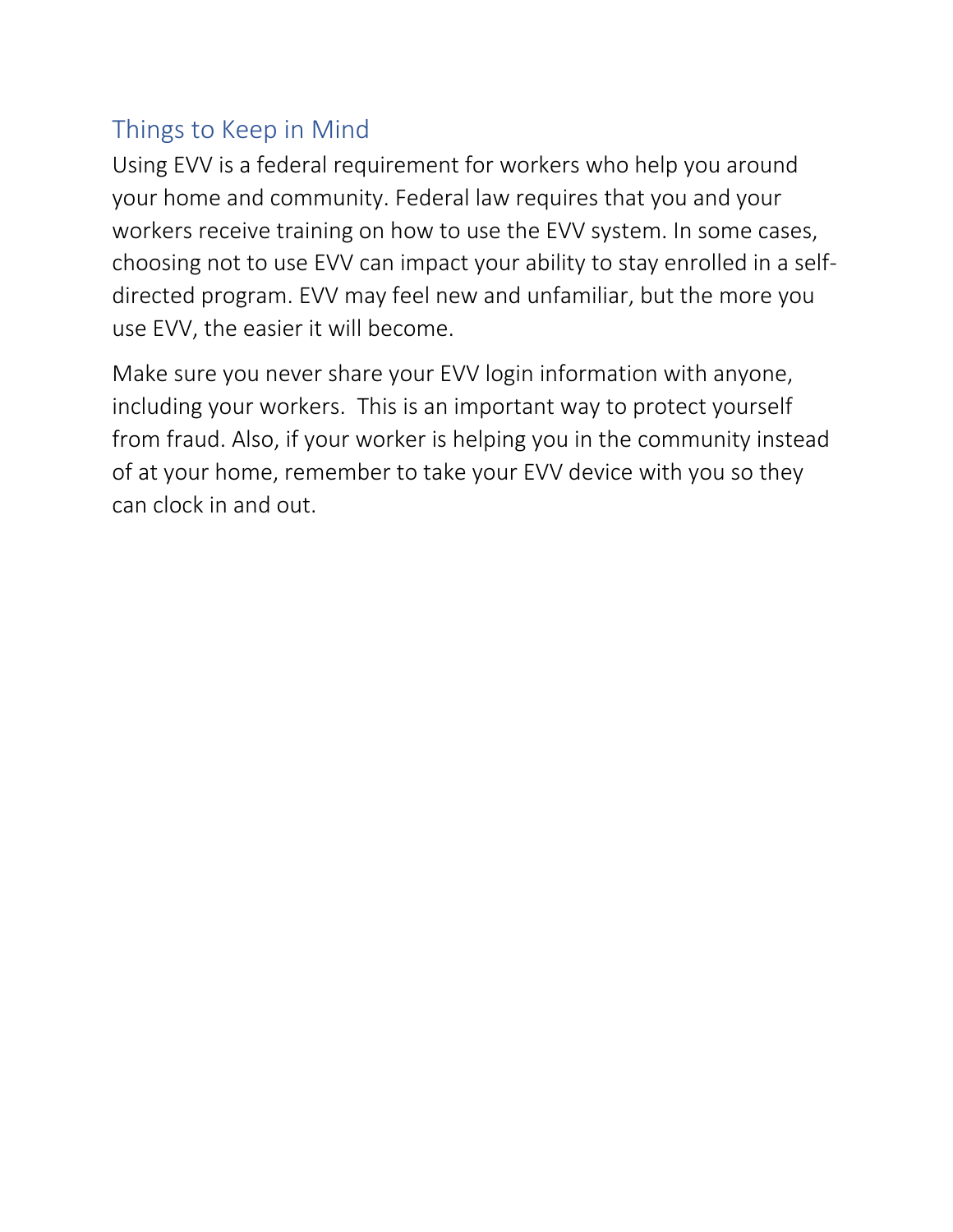## Things to Keep in Mind

Using EVV is a federal requirement for workers who help you around your home and community. Federal law requires that you and your workers receive training on how to use the EVV system. In some cases, choosing not to use EVV can impact your ability to stay enrolled in a self-directed program. EVV may feel new and unfamiliar, but the more you use EVV, the easier it will become.

Make sure you never share your EVV login information with anyone, including your workers. This is an important way to protect yourself from fraud. Also, if your worker is helping you in the community instead of at your home, remember to take your EVV device with you so they can clock in and out.